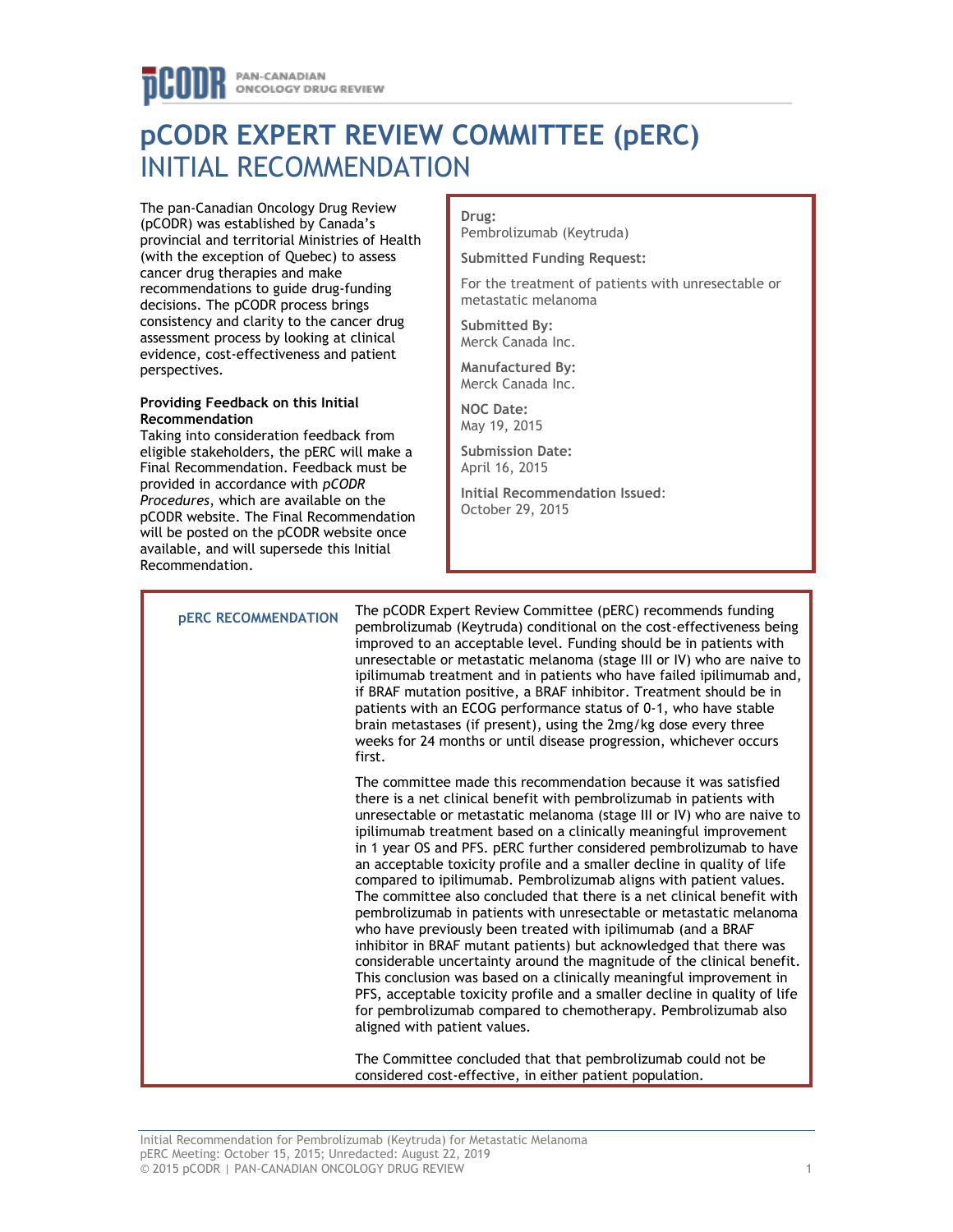# pCODR EXPERT REVIEW COMMITTEE (pERC) INITIAL RECOMMENDATION

The pan-Canadian Oncology Drug Review (pCODR) was established by Canada's provincial and territorial Ministries of Health (with the exception of Quebec) to assess cancer drug therapies and make recommendations to guide drug-funding decisions. The pCODR process brings consistency and clarity to the cancer drug assessment process by looking at clinical evidence, cost-effectiveness and patient perspectives.

**Providing Feedback on this Initial Recommendation**
Taking into consideration feedback from eligible stakeholders, the pERC will make a Final Recommendation. Feedback must be provided in accordance with *pCODR Procedures*, which are available on the pCODR website. The Final Recommendation will be posted on the pCODR website once available, and will supersede this Initial Recommendation.

**Drug:**
Pembrolizumab (Keytruda)

**Submitted Funding Request:**

For the treatment of patients with unresectable or metastatic melanoma

**Submitted By:**
Merck Canada Inc.

**Manufactured By:**
Merck Canada Inc.

**NOC Date:**
May 19, 2015

**Submission Date:**
April 16, 2015

**Initial Recommendation Issued:**
October 29, 2015

## pERC RECOMMENDATION

The pCODR Expert Review Committee (pERC) recommends funding pembrolizumab (Keytruda) conditional on the cost-effectiveness being improved to an acceptable level. Funding should be in patients with unresectable or metastatic melanoma (stage III or IV) who are naive to ipilimumab treatment and in patients who have failed ipilimumab and, if BRAF mutation positive, a BRAF inhibitor. Treatment should be in patients with an ECOG performance status of 0-1, who have stable brain metastases (if present), using the 2mg/kg dose every three weeks for 24 months or until disease progression, whichever occurs first.

The committee made this recommendation because it was satisfied there is a net clinical benefit with pembrolizumab in patients with unresectable or metastatic melanoma (stage III or IV) who are naive to ipilimumab treatment based on a clinically meaningful improvement in 1 year OS and PFS. pERC further considered pembrolizumab to have an acceptable toxicity profile and a smaller decline in quality of life compared to ipilimumab. Pembrolizumab aligns with patient values. The committee also concluded that there is a net clinical benefit with pembrolizumab in patients with unresectable or metastatic melanoma who have previously been treated with ipilimumab (and a BRAF inhibitor in BRAF mutant patients) but acknowledged that there was considerable uncertainty around the magnitude of the clinical benefit. This conclusion was based on a clinically meaningful improvement in PFS, acceptable toxicity profile and a smaller decline in quality of life for pembrolizumab compared to chemotherapy. Pembrolizumab also aligned with patient values.

The Committee concluded that that pembrolizumab could not be considered cost-effective, in either patient population.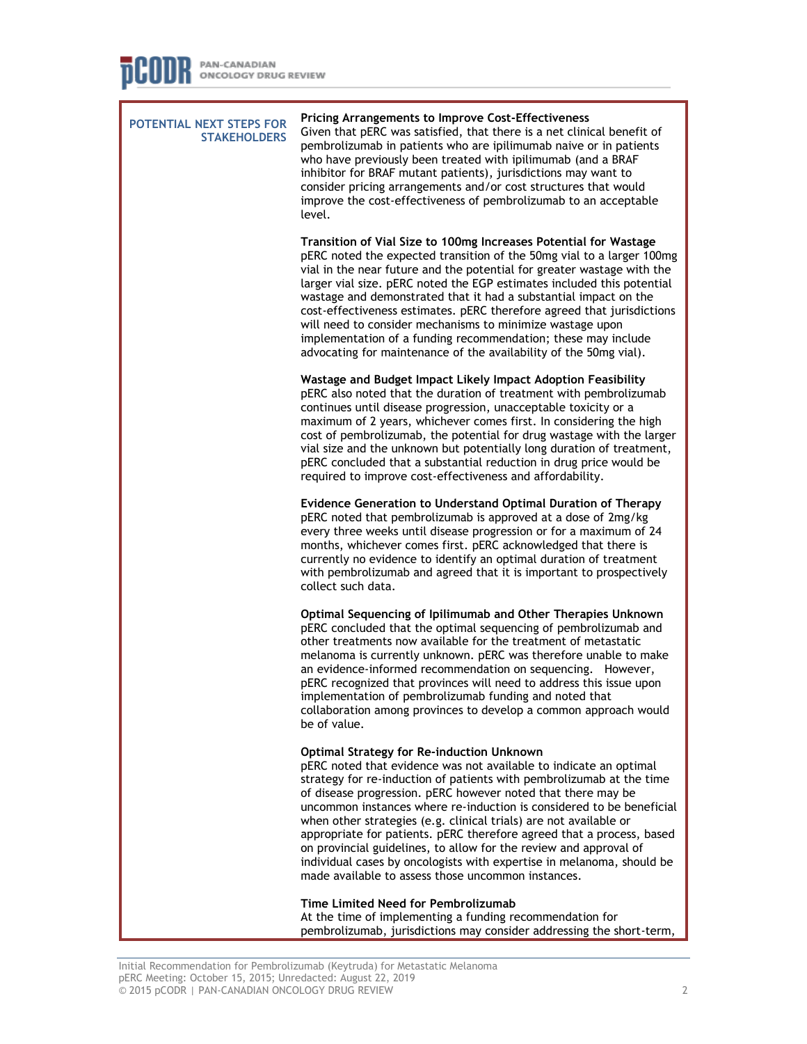**POTENTIAL NEXT STEPS FOR STAKEHOLDERS**

**Pricing Arrangements to Improve Cost-Effectiveness**
Given that pERC was satisfied, that there is a net clinical benefit of pembrolizumab in patients who are ipilimumab naive or in patients who have previously been treated with ipilimumab (and a BRAF inhibitor for BRAF mutant patients), jurisdictions may want to consider pricing arrangements and/or cost structures that would improve the cost-effectiveness of pembrolizumab to an acceptable level.

**Transition of Vial Size to 100mg Increases Potential for Wastage**
pERC noted the expected transition of the 50mg vial to a larger 100mg vial in the near future and the potential for greater wastage with the larger vial size. pERC noted the EGP estimates included this potential wastage and demonstrated that it had a substantial impact on the cost-effectiveness estimates. pERC therefore agreed that jurisdictions will need to consider mechanisms to minimize wastage upon implementation of a funding recommendation; these may include advocating for maintenance of the availability of the 50mg vial).

**Wastage and Budget Impact Likely Impact Adoption Feasibility**
pERC also noted that the duration of treatment with pembrolizumab continues until disease progression, unacceptable toxicity or a maximum of 2 years, whichever comes first. In considering the high cost of pembrolizumab, the potential for drug wastage with the larger vial size and the unknown but potentially long duration of treatment, pERC concluded that a substantial reduction in drug price would be required to improve cost-effectiveness and affordability.

**Evidence Generation to Understand Optimal Duration of Therapy**
pERC noted that pembrolizumab is approved at a dose of 2mg/kg every three weeks until disease progression or for a maximum of 24 months, whichever comes first. pERC acknowledged that there is currently no evidence to identify an optimal duration of treatment with pembrolizumab and agreed that it is important to prospectively collect such data.

**Optimal Sequencing of Ipilimumab and Other Therapies Unknown**
pERC concluded that the optimal sequencing of pembrolizumab and other treatments now available for the treatment of metastatic melanoma is currently unknown. pERC was therefore unable to make an evidence-informed recommendation on sequencing. However, pERC recognized that provinces will need to address this issue upon implementation of pembrolizumab funding and noted that collaboration among provinces to develop a common approach would be of value.

**Optimal Strategy for Re-induction Unknown**
pERC noted that evidence was not available to indicate an optimal strategy for re-induction of patients with pembrolizumab at the time of disease progression. pERC however noted that there may be uncommon instances where re-induction is considered to be beneficial when other strategies (e.g. clinical trials) are not available or appropriate for patients. pERC therefore agreed that a process, based on provincial guidelines, to allow for the review and approval of individual cases by oncologists with expertise in melanoma, should be made available to assess those uncommon instances.

**Time Limited Need for Pembrolizumab**
At the time of implementing a funding recommendation for pembrolizumab, jurisdictions may consider addressing the short-term,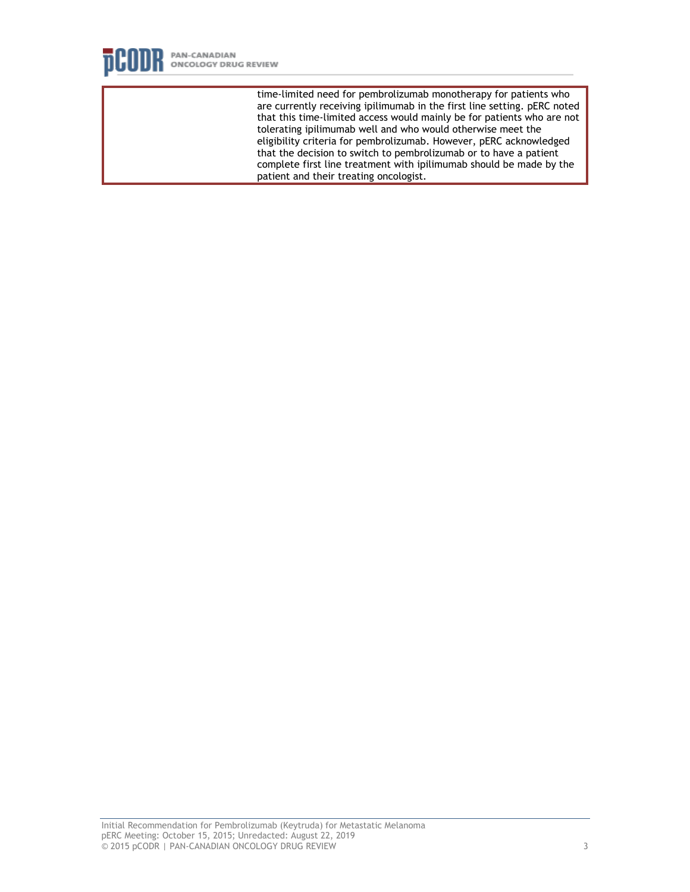| | |
|---|---|
| | time-limited need for pembrolizumab monotherapy for patients who are currently receiving ipilimumab in the first line setting. pERC noted that this time-limited access would mainly be for patients who are not tolerating ipilimumab well and who would otherwise meet the eligibility criteria for pembrolizumab. However, pERC acknowledged that the decision to switch to pembrolizumab or to have a patient complete first line treatment with ipilimumab should be made by the patient and their treating oncologist. |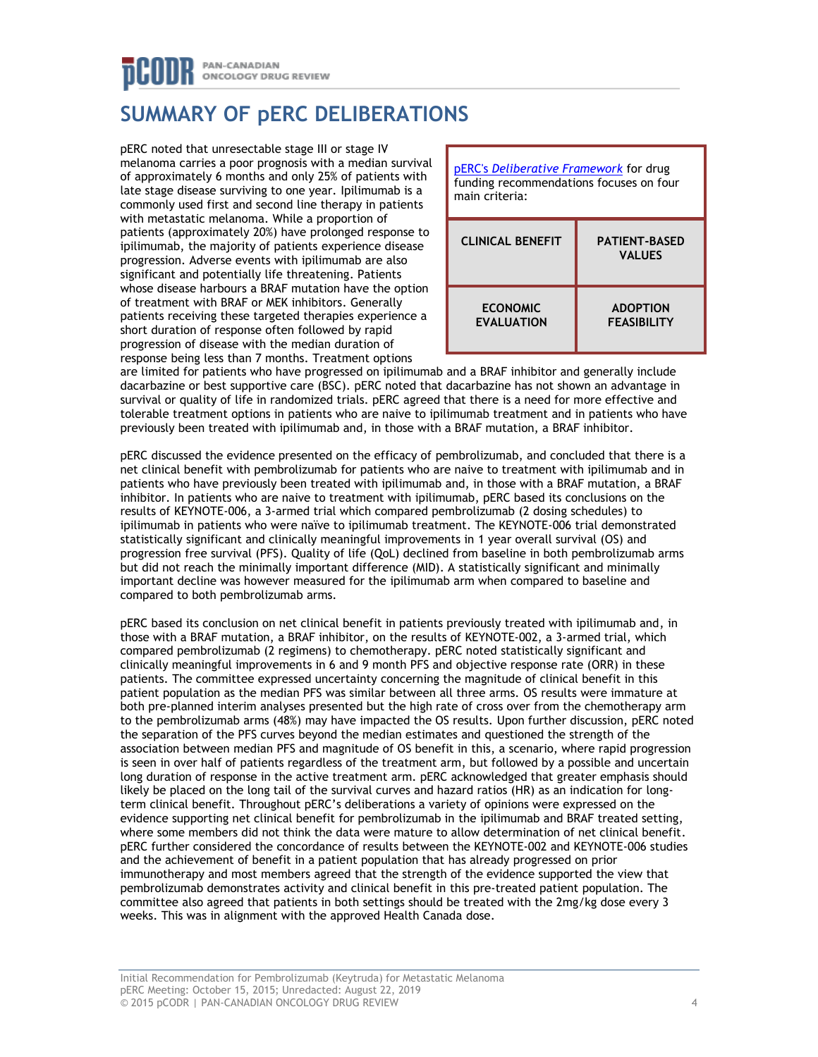# SUMMARY OF pERC DELIBERATIONS

pERC's *Deliberative Framework* for drug funding recommendations focuses on four main criteria:

| CLINICAL BENEFIT | PATIENT-BASED VALUES |
|---|---|
| ECONOMIC EVALUATION | ADOPTION FEASIBILITY |

pERC noted that unresectable stage III or stage IV melanoma carries a poor prognosis with a median survival of approximately 6 months and only 25% of patients with late stage disease surviving to one year. Ipilimumab is a commonly used first and second line therapy in patients with metastatic melanoma. While a proportion of patients (approximately 20%) have prolonged response to ipilimumab, the majority of patients experience disease progression. Adverse events with ipilimumab are also significant and potentially life threatening. Patients whose disease harbours a BRAF mutation have the option of treatment with BRAF or MEK inhibitors. Generally patients receiving these targeted therapies experience a short duration of response often followed by rapid progression of disease with the median duration of response being less than 7 months. Treatment options are limited for patients who have progressed on ipilimumab and a BRAF inhibitor and generally include dacarbazine or best supportive care (BSC). pERC noted that dacarbazine has not shown an advantage in survival or quality of life in randomized trials. pERC agreed that there is a need for more effective and tolerable treatment options in patients who are naive to ipilimumab treatment and in patients who have previously been treated with ipilimumab and, in those with a BRAF mutation, a BRAF inhibitor.

pERC discussed the evidence presented on the efficacy of pembrolizumab, and concluded that there is a net clinical benefit with pembrolizumab for patients who are naive to treatment with ipilimumab and in patients who have previously been treated with ipilimumab and, in those with a BRAF mutation, a BRAF inhibitor. In patients who are naive to treatment with ipilimumab, pERC based its conclusions on the results of KEYNOTE-006, a 3-armed trial which compared pembrolizumab (2 dosing schedules) to ipilimumab in patients who were naïve to ipilimumab treatment. The KEYNOTE-006 trial demonstrated statistically significant and clinically meaningful improvements in 1 year overall survival (OS) and progression free survival (PFS). Quality of life (QoL) declined from baseline in both pembrolizumab arms but did not reach the minimally important difference (MID). A statistically significant and minimally important decline was however measured for the ipilimumab arm when compared to baseline and compared to both pembrolizumab arms.

pERC based its conclusion on net clinical benefit in patients previously treated with ipilimumab and, in those with a BRAF mutation, a BRAF inhibitor, on the results of KEYNOTE-002, a 3-armed trial, which compared pembrolizumab (2 regimens) to chemotherapy. pERC noted statistically significant and clinically meaningful improvements in 6 and 9 month PFS and objective response rate (ORR) in these patients. The committee expressed uncertainty concerning the magnitude of clinical benefit in this patient population as the median PFS was similar between all three arms. OS results were immature at both pre-planned interim analyses presented but the high rate of cross over from the chemotherapy arm to the pembrolizumab arms (48%) may have impacted the OS results. Upon further discussion, pERC noted the separation of the PFS curves beyond the median estimates and questioned the strength of the association between median PFS and magnitude of OS benefit in this, a scenario, where rapid progression is seen in over half of patients regardless of the treatment arm, but followed by a possible and uncertain long duration of response in the active treatment arm. pERC acknowledged that greater emphasis should likely be placed on the long tail of the survival curves and hazard ratios (HR) as an indication for long-term clinical benefit. Throughout pERC's deliberations a variety of opinions were expressed on the evidence supporting net clinical benefit for pembrolizumab in the ipilimumab and BRAF treated setting, where some members did not think the data were mature to allow determination of net clinical benefit. pERC further considered the concordance of results between the KEYNOTE-002 and KEYNOTE-006 studies and the achievement of benefit in a patient population that has already progressed on prior immunotherapy and most members agreed that the strength of the evidence supported the view that pembrolizumab demonstrates activity and clinical benefit in this pre-treated patient population. The committee also agreed that patients in both settings should be treated with the 2mg/kg dose every 3 weeks. This was in alignment with the approved Health Canada dose.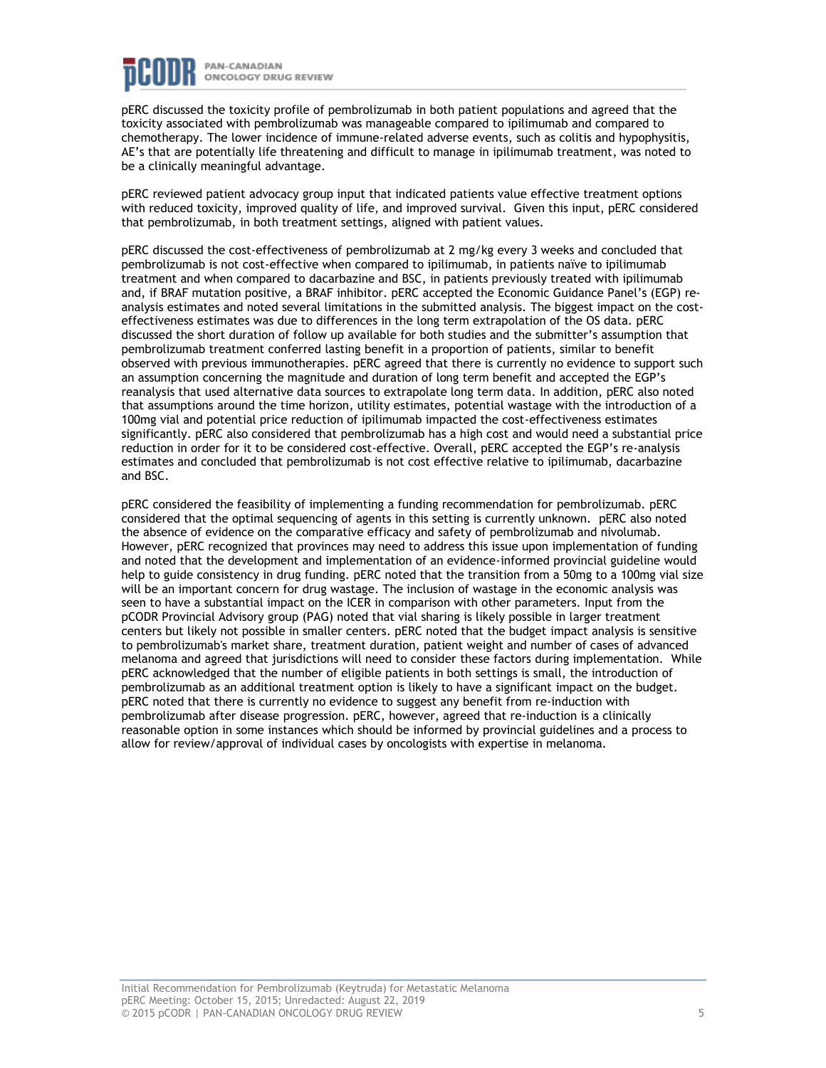pERC discussed the toxicity profile of pembrolizumab in both patient populations and agreed that the toxicity associated with pembrolizumab was manageable compared to ipilimumab and compared to chemotherapy. The lower incidence of immune-related adverse events, such as colitis and hypophysitis, AE's that are potentially life threatening and difficult to manage in ipilimumab treatment, was noted to be a clinically meaningful advantage.

pERC reviewed patient advocacy group input that indicated patients value effective treatment options with reduced toxicity, improved quality of life, and improved survival. Given this input, pERC considered that pembrolizumab, in both treatment settings, aligned with patient values.

pERC discussed the cost-effectiveness of pembrolizumab at 2 mg/kg every 3 weeks and concluded that pembrolizumab is not cost-effective when compared to ipilimumab, in patients naïve to ipilimumab treatment and when compared to dacarbazine and BSC, in patients previously treated with ipilimumab and, if BRAF mutation positive, a BRAF inhibitor. pERC accepted the Economic Guidance Panel's (EGP) re-analysis estimates and noted several limitations in the submitted analysis. The biggest impact on the cost-effectiveness estimates was due to differences in the long term extrapolation of the OS data. pERC discussed the short duration of follow up available for both studies and the submitter's assumption that pembrolizumab treatment conferred lasting benefit in a proportion of patients, similar to benefit observed with previous immunotherapies. pERC agreed that there is currently no evidence to support such an assumption concerning the magnitude and duration of long term benefit and accepted the EGP's reanalysis that used alternative data sources to extrapolate long term data. In addition, pERC also noted that assumptions around the time horizon, utility estimates, potential wastage with the introduction of a 100mg vial and potential price reduction of ipilimumab impacted the cost-effectiveness estimates significantly. pERC also considered that pembrolizumab has a high cost and would need a substantial price reduction in order for it to be considered cost-effective. Overall, pERC accepted the EGP's re-analysis estimates and concluded that pembrolizumab is not cost effective relative to ipilimumab, dacarbazine and BSC.

pERC considered the feasibility of implementing a funding recommendation for pembrolizumab. pERC considered that the optimal sequencing of agents in this setting is currently unknown. pERC also noted the absence of evidence on the comparative efficacy and safety of pembrolizumab and nivolumab. However, pERC recognized that provinces may need to address this issue upon implementation of funding and noted that the development and implementation of an evidence-informed provincial guideline would help to guide consistency in drug funding. pERC noted that the transition from a 50mg to a 100mg vial size will be an important concern for drug wastage. The inclusion of wastage in the economic analysis was seen to have a substantial impact on the ICER in comparison with other parameters. Input from the pCODR Provincial Advisory group (PAG) noted that vial sharing is likely possible in larger treatment centers but likely not possible in smaller centers. pERC noted that the budget impact analysis is sensitive to pembrolizumab's market share, treatment duration, patient weight and number of cases of advanced melanoma and agreed that jurisdictions will need to consider these factors during implementation. While pERC acknowledged that the number of eligible patients in both settings is small, the introduction of pembrolizumab as an additional treatment option is likely to have a significant impact on the budget. pERC noted that there is currently no evidence to suggest any benefit from re-induction with pembrolizumab after disease progression. pERC, however, agreed that re-induction is a clinically reasonable option in some instances which should be informed by provincial guidelines and a process to allow for review/approval of individual cases by oncologists with expertise in melanoma.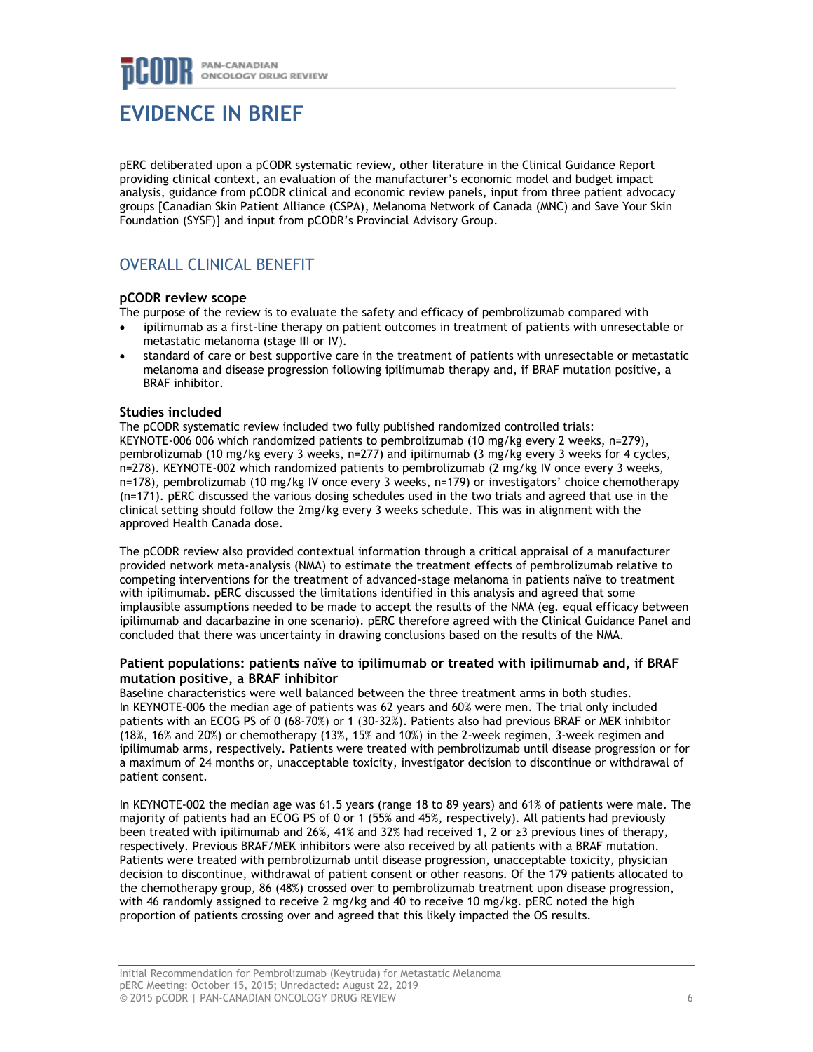# EVIDENCE IN BRIEF

pERC deliberated upon a pCODR systematic review, other literature in the Clinical Guidance Report providing clinical context, an evaluation of the manufacturer's economic model and budget impact analysis, guidance from pCODR clinical and economic review panels, input from three patient advocacy groups [Canadian Skin Patient Alliance (CSPA), Melanoma Network of Canada (MNC) and Save Your Skin Foundation (SYSF)] and input from pCODR's Provincial Advisory Group.

## OVERALL CLINICAL BENEFIT

### pCODR review scope

The purpose of the review is to evaluate the safety and efficacy of pembrolizumab compared with

- ipilimumab as a first-line therapy on patient outcomes in treatment of patients with unresectable or metastatic melanoma (stage III or IV).
- standard of care or best supportive care in the treatment of patients with unresectable or metastatic melanoma and disease progression following ipilimumab therapy and, if BRAF mutation positive, a BRAF inhibitor.

### Studies included

The pCODR systematic review included two fully published randomized controlled trials: KEYNOTE-006 006 which randomized patients to pembrolizumab (10 mg/kg every 2 weeks, n=279), pembrolizumab (10 mg/kg every 3 weeks, n=277) and ipilimumab (3 mg/kg every 3 weeks for 4 cycles, n=278). KEYNOTE-002 which randomized patients to pembrolizumab (2 mg/kg IV once every 3 weeks, n=178), pembrolizumab (10 mg/kg IV once every 3 weeks, n=179) or investigators' choice chemotherapy (n=171). pERC discussed the various dosing schedules used in the two trials and agreed that use in the clinical setting should follow the 2mg/kg every 3 weeks schedule. This was in alignment with the approved Health Canada dose.

The pCODR review also provided contextual information through a critical appraisal of a manufacturer provided network meta-analysis (NMA) to estimate the treatment effects of pembrolizumab relative to competing interventions for the treatment of advanced-stage melanoma in patients naïve to treatment with ipilimumab. pERC discussed the limitations identified in this analysis and agreed that some implausible assumptions needed to be made to accept the results of the NMA (eg. equal efficacy between ipilimumab and dacarbazine in one scenario). pERC therefore agreed with the Clinical Guidance Panel and concluded that there was uncertainty in drawing conclusions based on the results of the NMA.

### Patient populations: patients naïve to ipilimumab or treated with ipilimumab and, if BRAF mutation positive, a BRAF inhibitor

Baseline characteristics were well balanced between the three treatment arms in both studies. In KEYNOTE-006 the median age of patients was 62 years and 60% were men. The trial only included patients with an ECOG PS of 0 (68-70%) or 1 (30-32%). Patients also had previous BRAF or MEK inhibitor (18%, 16% and 20%) or chemotherapy (13%, 15% and 10%) in the 2-week regimen, 3-week regimen and ipilimumab arms, respectively. Patients were treated with pembrolizumab until disease progression or for a maximum of 24 months or, unacceptable toxicity, investigator decision to discontinue or withdrawal of patient consent.

In KEYNOTE-002 the median age was 61.5 years (range 18 to 89 years) and 61% of patients were male. The majority of patients had an ECOG PS of 0 or 1 (55% and 45%, respectively). All patients had previously been treated with ipilimumab and 26%, 41% and 32% had received 1, 2 or ≥3 previous lines of therapy, respectively. Previous BRAF/MEK inhibitors were also received by all patients with a BRAF mutation. Patients were treated with pembrolizumab until disease progression, unacceptable toxicity, physician decision to discontinue, withdrawal of patient consent or other reasons. Of the 179 patients allocated to the chemotherapy group, 86 (48%) crossed over to pembrolizumab treatment upon disease progression, with 46 randomly assigned to receive 2 mg/kg and 40 to receive 10 mg/kg. pERC noted the high proportion of patients crossing over and agreed that this likely impacted the OS results.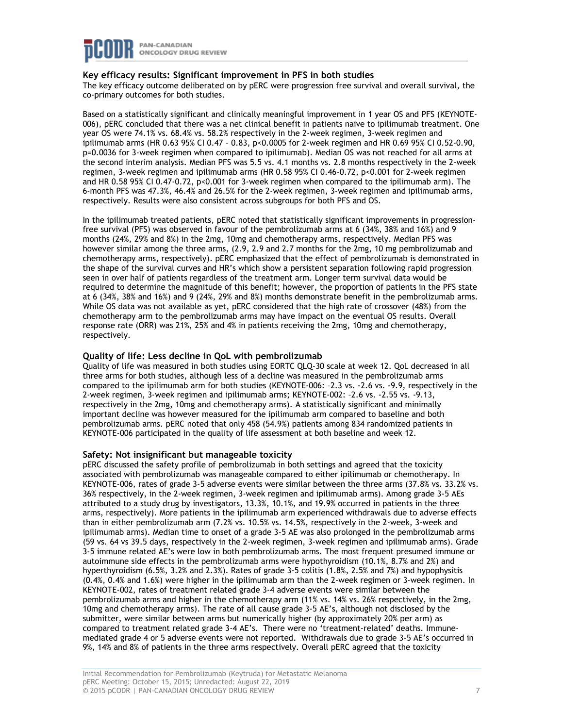### Key efficacy results: Significant improvement in PFS in both studies

The key efficacy outcome deliberated on by pERC were progression free survival and overall survival, the co-primary outcomes for both studies.

Based on a statistically significant and clinically meaningful improvement in 1 year OS and PFS (KEYNOTE-006), pERC concluded that there was a net clinical benefit in patients naive to ipilimumab treatment. One year OS were 74.1% vs. 68.4% vs. 58.2% respectively in the 2-week regimen, 3-week regimen and ipilimumab arms (HR 0.63 95% CI 0.47 – 0.83, p<0.0005 for 2-week regimen and HR 0.69 95% CI 0.52-0.90, p=0.0036 for 3-week regimen when compared to ipilimumab). Median OS was not reached for all arms at the second interim analysis. Median PFS was 5.5 vs. 4.1 months vs. 2.8 months respectively in the 2-week regimen, 3-week regimen and ipilimumab arms (HR 0.58 95% CI 0.46-0.72, p<0.001 for 2-week regimen and HR 0.58 95% CI 0.47-0.72, p<0.001 for 3-week regimen when compared to the ipilimumab arm). The 6-month PFS was 47.3%, 46.4% and 26.5% for the 2-week regimen, 3-week regimen and ipilimumab arms, respectively. Results were also consistent across subgroups for both PFS and OS.

In the ipilimumab treated patients, pERC noted that statistically significant improvements in progression-free survival (PFS) was observed in favour of the pembrolizumab arms at 6 (34%, 38% and 16%) and 9 months (24%, 29% and 8%) in the 2mg, 10mg and chemotherapy arms, respectively. Median PFS was however similar among the three arms, (2.9, 2.9 and 2.7 months for the 2mg, 10 mg pembrolizumab and chemotherapy arms, respectively). pERC emphasized that the effect of pembrolizumab is demonstrated in the shape of the survival curves and HR's which show a persistent separation following rapid progression seen in over half of patients regardless of the treatment arm. Longer term survival data would be required to determine the magnitude of this benefit; however, the proportion of patients in the PFS state at 6 (34%, 38% and 16%) and 9 (24%, 29% and 8%) months demonstrate benefit in the pembrolizumab arms. While OS data was not available as yet, pERC considered that the high rate of crossover (48%) from the chemotherapy arm to the pembrolizumab arms may have impact on the eventual OS results. Overall response rate (ORR) was 21%, 25% and 4% in patients receiving the 2mg, 10mg and chemotherapy, respectively.

### Quality of life: Less decline in QoL with pembrolizumab

Quality of life was measured in both studies using EORTC QLQ-30 scale at week 12. QoL decreased in all three arms for both studies, although less of a decline was measured in the pembrolizumab arms compared to the ipilimumab arm for both studies (KEYNOTE-006: –2.3 vs. -2.6 vs. -9.9, respectively in the 2-week regimen, 3-week regimen and ipilimumab arms; KEYNOTE-002: –2.6 vs. -2.55 vs. -9.13, respectively in the 2mg, 10mg and chemotherapy arms). A statistically significant and minimally important decline was however measured for the ipilimumab arm compared to baseline and both pembrolizumab arms. pERC noted that only 458 (54.9%) patients among 834 randomized patients in KEYNOTE-006 participated in the quality of life assessment at both baseline and week 12.

### Safety: Not insignificant but manageable toxicity

pERC discussed the safety profile of pembrolizumab in both settings and agreed that the toxicity associated with pembrolizumab was manageable compared to either ipilimumab or chemotherapy. In KEYNOTE-006, rates of grade 3-5 adverse events were similar between the three arms (37.8% vs. 33.2% vs. 36% respectively, in the 2-week regimen, 3-week regimen and ipilimumab arms). Among grade 3-5 AEs attributed to a study drug by investigators, 13.3%, 10.1%, and 19.9% occurred in patients in the three arms, respectively). More patients in the ipilimumab arm experienced withdrawals due to adverse effects than in either pembrolizumab arm (7.2% vs. 10.5% vs. 14.5%, respectively in the 2-week, 3-week and ipilimumab arms). Median time to onset of a grade 3-5 AE was also prolonged in the pembrolizumab arms (59 vs. 64 vs 39.5 days, respectively in the 2-week regimen, 3-week regimen and ipilimumab arms). Grade 3-5 immune related AE's were low in both pembrolizumab arms. The most frequent presumed immune or autoimmune side effects in the pembrolizumab arms were hypothyroidism (10.1%, 8.7% and 2%) and hyperthyroidism (6.5%, 3.2% and 2.3%). Rates of grade 3-5 colitis (1.8%, 2.5% and 7%) and hypophysitis (0.4%, 0.4% and 1.6%) were higher in the ipilimumab arm than the 2-week regimen or 3-week regimen. In KEYNOTE-002, rates of treatment related grade 3-4 adverse events were similar between the pembrolizumab arms and higher in the chemotherapy arm (11% vs. 14% vs. 26% respectively, in the 2mg, 10mg and chemotherapy arms). The rate of all cause grade 3-5 AE's, although not disclosed by the submitter, were similar between arms but numerically higher (by approximately 20% per arm) as compared to treatment related grade 3-4 AE's. There were no 'treatment-related' deaths. Immune-mediated grade 4 or 5 adverse events were not reported. Withdrawals due to grade 3-5 AE's occurred in 9%, 14% and 8% of patients in the three arms respectively. Overall pERC agreed that the toxicity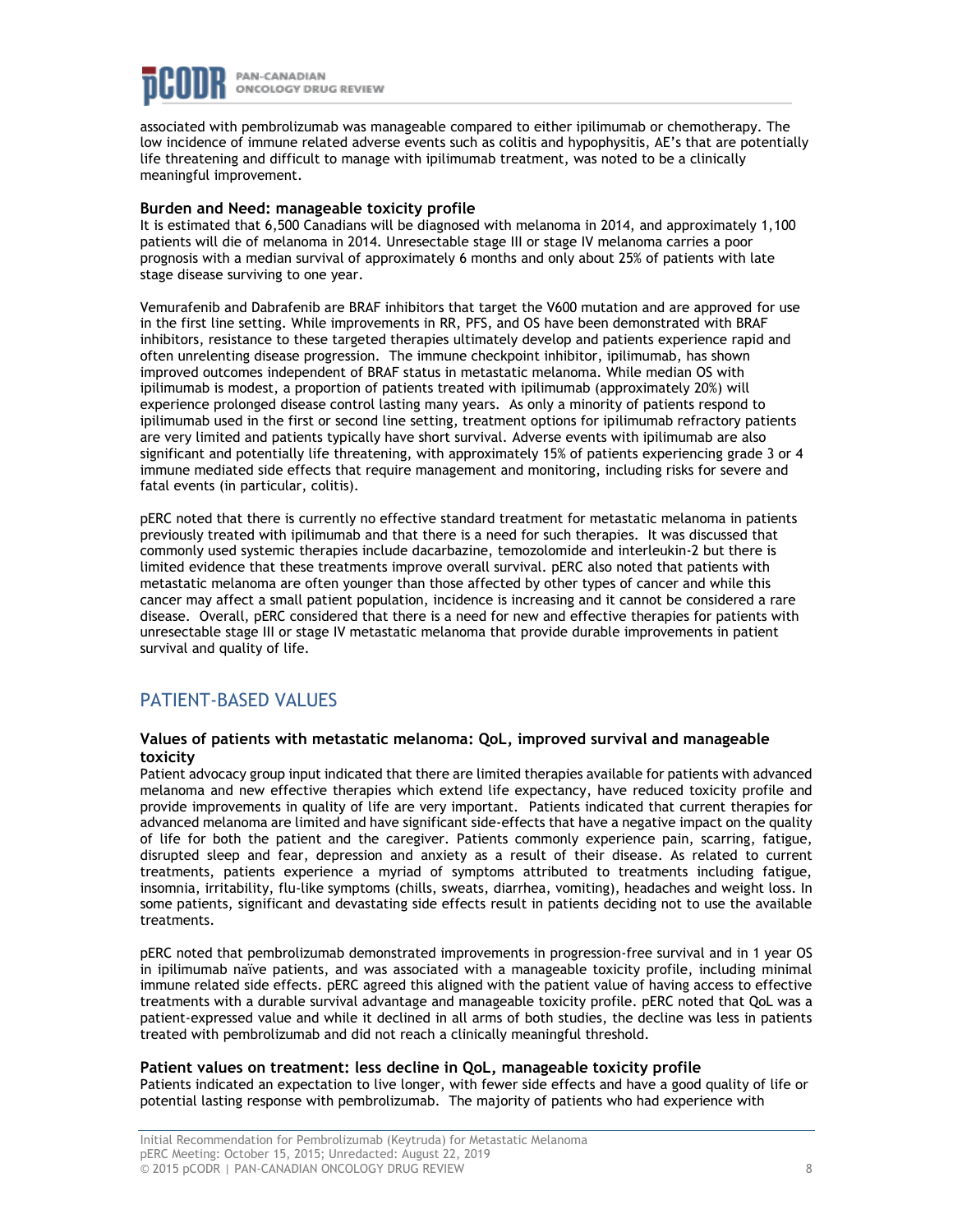associated with pembrolizumab was manageable compared to either ipilimumab or chemotherapy. The low incidence of immune related adverse events such as colitis and hypophysitis, AE's that are potentially life threatening and difficult to manage with ipilimumab treatment, was noted to be a clinically meaningful improvement.

**Burden and Need: manageable toxicity profile**

It is estimated that 6,500 Canadians will be diagnosed with melanoma in 2014, and approximately 1,100 patients will die of melanoma in 2014. Unresectable stage III or stage IV melanoma carries a poor prognosis with a median survival of approximately 6 months and only about 25% of patients with late stage disease surviving to one year.

Vemurafenib and Dabrafenib are BRAF inhibitors that target the V600 mutation and are approved for use in the first line setting. While improvements in RR, PFS, and OS have been demonstrated with BRAF inhibitors, resistance to these targeted therapies ultimately develop and patients experience rapid and often unrelenting disease progression. The immune checkpoint inhibitor, ipilimumab, has shown improved outcomes independent of BRAF status in metastatic melanoma. While median OS with ipilimumab is modest, a proportion of patients treated with ipilimumab (approximately 20%) will experience prolonged disease control lasting many years. As only a minority of patients respond to ipilimumab used in the first or second line setting, treatment options for ipilimumab refractory patients are very limited and patients typically have short survival. Adverse events with ipilimumab are also significant and potentially life threatening, with approximately 15% of patients experiencing grade 3 or 4 immune mediated side effects that require management and monitoring, including risks for severe and fatal events (in particular, colitis).

pERC noted that there is currently no effective standard treatment for metastatic melanoma in patients previously treated with ipilimumab and that there is a need for such therapies. It was discussed that commonly used systemic therapies include dacarbazine, temozolomide and interleukin-2 but there is limited evidence that these treatments improve overall survival. pERC also noted that patients with metastatic melanoma are often younger than those affected by other types of cancer and while this cancer may affect a small patient population, incidence is increasing and it cannot be considered a rare disease. Overall, pERC considered that there is a need for new and effective therapies for patients with unresectable stage III or stage IV metastatic melanoma that provide durable improvements in patient survival and quality of life.

## PATIENT-BASED VALUES

**Values of patients with metastatic melanoma: QoL, improved survival and manageable toxicity**

Patient advocacy group input indicated that there are limited therapies available for patients with advanced melanoma and new effective therapies which extend life expectancy, have reduced toxicity profile and provide improvements in quality of life are very important. Patients indicated that current therapies for advanced melanoma are limited and have significant side-effects that have a negative impact on the quality of life for both the patient and the caregiver. Patients commonly experience pain, scarring, fatigue, disrupted sleep and fear, depression and anxiety as a result of their disease. As related to current treatments, patients experience a myriad of symptoms attributed to treatments including fatigue, insomnia, irritability, flu-like symptoms (chills, sweats, diarrhea, vomiting), headaches and weight loss. In some patients, significant and devastating side effects result in patients deciding not to use the available treatments.

pERC noted that pembrolizumab demonstrated improvements in progression-free survival and in 1 year OS in ipilimumab naïve patients, and was associated with a manageable toxicity profile, including minimal immune related side effects. pERC agreed this aligned with the patient value of having access to effective treatments with a durable survival advantage and manageable toxicity profile. pERC noted that QoL was a patient-expressed value and while it declined in all arms of both studies, the decline was less in patients treated with pembrolizumab and did not reach a clinically meaningful threshold.

**Patient values on treatment: less decline in QoL, manageable toxicity profile**

Patients indicated an expectation to live longer, with fewer side effects and have a good quality of life or potential lasting response with pembrolizumab. The majority of patients who had experience with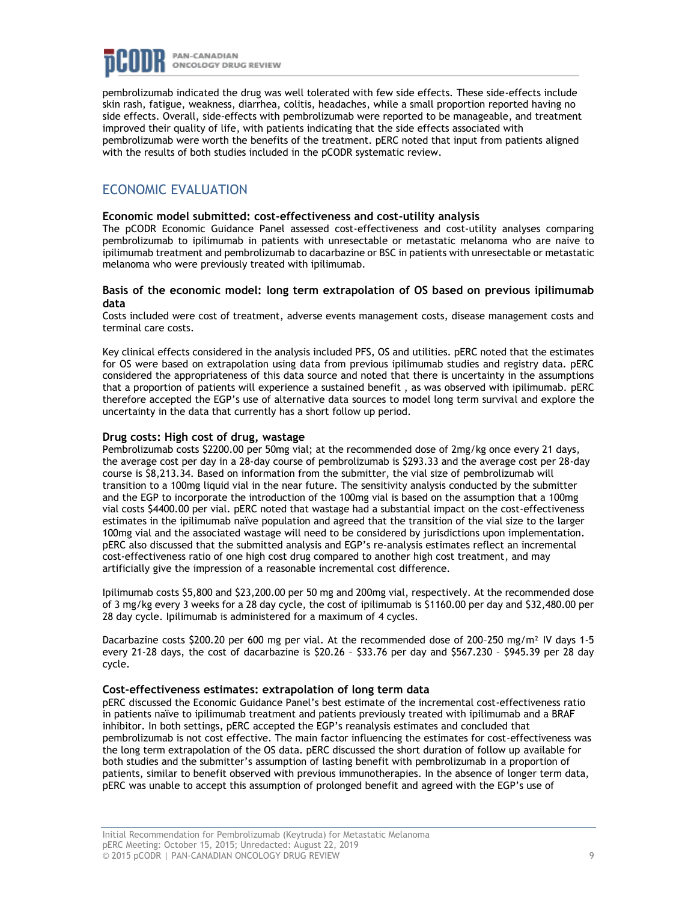pembrolizumab indicated the drug was well tolerated with few side effects. These side-effects include skin rash, fatigue, weakness, diarrhea, colitis, headaches, while a small proportion reported having no side effects. Overall, side-effects with pembrolizumab were reported to be manageable, and treatment improved their quality of life, with patients indicating that the side effects associated with pembrolizumab were worth the benefits of the treatment. pERC noted that input from patients aligned with the results of both studies included in the pCODR systematic review.

## ECONOMIC EVALUATION

**Economic model submitted: cost-effectiveness and cost-utility analysis**

The pCODR Economic Guidance Panel assessed cost-effectiveness and cost-utility analyses comparing pembrolizumab to ipilimumab in patients with unresectable or metastatic melanoma who are naive to ipilimumab treatment and pembrolizumab to dacarbazine or BSC in patients with unresectable or metastatic melanoma who were previously treated with ipilimumab.

**Basis of the economic model: long term extrapolation of OS based on previous ipilimumab data**

Costs included were cost of treatment, adverse events management costs, disease management costs and terminal care costs.

Key clinical effects considered in the analysis included PFS, OS and utilities. pERC noted that the estimates for OS were based on extrapolation using data from previous ipilimumab studies and registry data. pERC considered the appropriateness of this data source and noted that there is uncertainty in the assumptions that a proportion of patients will experience a sustained benefit , as was observed with ipilimumab. pERC therefore accepted the EGP's use of alternative data sources to model long term survival and explore the uncertainty in the data that currently has a short follow up period.

**Drug costs: High cost of drug, wastage**

Pembrolizumab costs $2200.00 per 50mg vial; at the recommended dose of 2mg/kg once every 21 days, the average cost per day in a 28-day course of pembrolizumab is $293.33 and the average cost per 28-day course is $8,213.34. Based on information from the submitter, the vial size of pembrolizumab will transition to a 100mg liquid vial in the near future. The sensitivity analysis conducted by the submitter and the EGP to incorporate the introduction of the 100mg vial is based on the assumption that a 100mg vial costs $4400.00 per vial. pERC noted that wastage had a substantial impact on the cost-effectiveness estimates in the ipilimumab naïve population and agreed that the transition of the vial size to the larger 100mg vial and the associated wastage will need to be considered by jurisdictions upon implementation. pERC also discussed that the submitted analysis and EGP's re-analysis estimates reflect an incremental cost-effectiveness ratio of one high cost drug compared to another high cost treatment, and may artificially give the impression of a reasonable incremental cost difference.

Ipilimumab costs $5,800 and $23,200.00 per 50 mg and 200mg vial, respectively. At the recommended dose of 3 mg/kg every 3 weeks for a 28 day cycle, the cost of ipilimumab is $1160.00 per day and $32,480.00 per 28 day cycle. Ipilimumab is administered for a maximum of 4 cycles.

Dacarbazine costs $200.20 per 600 mg per vial. At the recommended dose of 200–250 mg/m² IV days 1-5 every 21-28 days, the cost of dacarbazine is $20.26 – $33.76 per day and $567.230 – $945.39 per 28 day cycle.

**Cost-effectiveness estimates: extrapolation of long term data**

pERC discussed the Economic Guidance Panel's best estimate of the incremental cost-effectiveness ratio in patients naïve to ipilimumab treatment and patients previously treated with ipilimumab and a BRAF inhibitor. In both settings, pERC accepted the EGP's reanalysis estimates and concluded that pembrolizumab is not cost effective. The main factor influencing the estimates for cost-effectiveness was the long term extrapolation of the OS data. pERC discussed the short duration of follow up available for both studies and the submitter's assumption of lasting benefit with pembrolizumab in a proportion of patients, similar to benefit observed with previous immunotherapies. In the absence of longer term data, pERC was unable to accept this assumption of prolonged benefit and agreed with the EGP's use of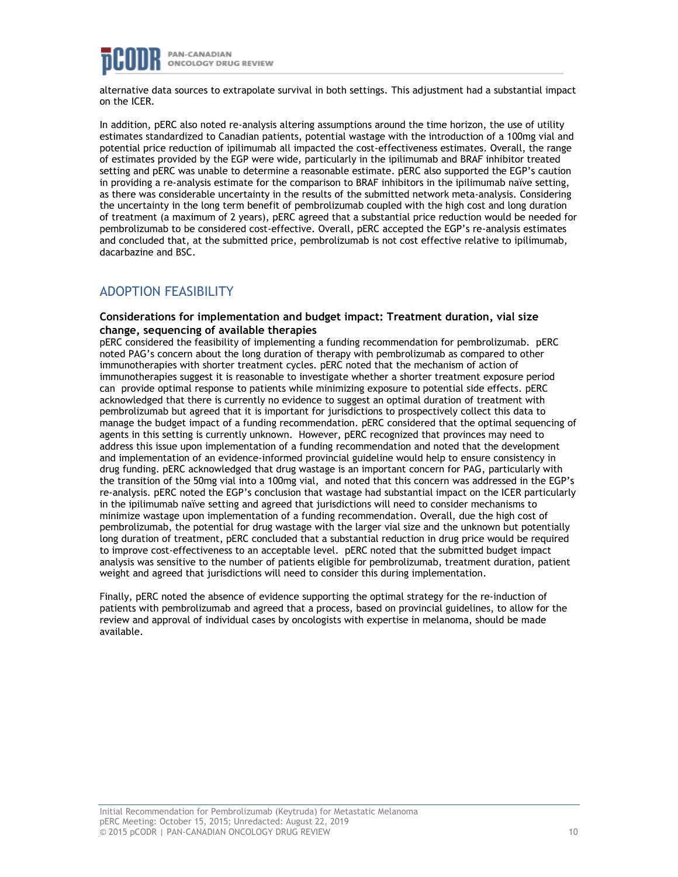alternative data sources to extrapolate survival in both settings. This adjustment had a substantial impact on the ICER.

In addition, pERC also noted re-analysis altering assumptions around the time horizon, the use of utility estimates standardized to Canadian patients, potential wastage with the introduction of a 100mg vial and potential price reduction of ipilimumab all impacted the cost-effectiveness estimates. Overall, the range of estimates provided by the EGP were wide, particularly in the ipilimumab and BRAF inhibitor treated setting and pERC was unable to determine a reasonable estimate. pERC also supported the EGP's caution in providing a re-analysis estimate for the comparison to BRAF inhibitors in the ipilimumab naïve setting, as there was considerable uncertainty in the results of the submitted network meta-analysis. Considering the uncertainty in the long term benefit of pembrolizumab coupled with the high cost and long duration of treatment (a maximum of 2 years), pERC agreed that a substantial price reduction would be needed for pembrolizumab to be considered cost-effective. Overall, pERC accepted the EGP's re-analysis estimates and concluded that, at the submitted price, pembrolizumab is not cost effective relative to ipilimumab, dacarbazine and BSC.

## ADOPTION FEASIBILITY

### Considerations for implementation and budget impact: Treatment duration, vial size change, sequencing of available therapies

pERC considered the feasibility of implementing a funding recommendation for pembrolizumab. pERC noted PAG's concern about the long duration of therapy with pembrolizumab as compared to other immunotherapies with shorter treatment cycles. pERC noted that the mechanism of action of immunotherapies suggest it is reasonable to investigate whether a shorter treatment exposure period can provide optimal response to patients while minimizing exposure to potential side effects. pERC acknowledged that there is currently no evidence to suggest an optimal duration of treatment with pembrolizumab but agreed that it is important for jurisdictions to prospectively collect this data to manage the budget impact of a funding recommendation. pERC considered that the optimal sequencing of agents in this setting is currently unknown. However, pERC recognized that provinces may need to address this issue upon implementation of a funding recommendation and noted that the development and implementation of an evidence-informed provincial guideline would help to ensure consistency in drug funding. pERC acknowledged that drug wastage is an important concern for PAG, particularly with the transition of the 50mg vial into a 100mg vial, and noted that this concern was addressed in the EGP's re-analysis. pERC noted the EGP's conclusion that wastage had substantial impact on the ICER particularly in the ipilimumab naïve setting and agreed that jurisdictions will need to consider mechanisms to minimize wastage upon implementation of a funding recommendation. Overall, due the high cost of pembrolizumab, the potential for drug wastage with the larger vial size and the unknown but potentially long duration of treatment, pERC concluded that a substantial reduction in drug price would be required to improve cost-effectiveness to an acceptable level. pERC noted that the submitted budget impact analysis was sensitive to the number of patients eligible for pembrolizumab, treatment duration, patient weight and agreed that jurisdictions will need to consider this during implementation.

Finally, pERC noted the absence of evidence supporting the optimal strategy for the re-induction of patients with pembrolizumab and agreed that a process, based on provincial guidelines, to allow for the review and approval of individual cases by oncologists with expertise in melanoma, should be made available.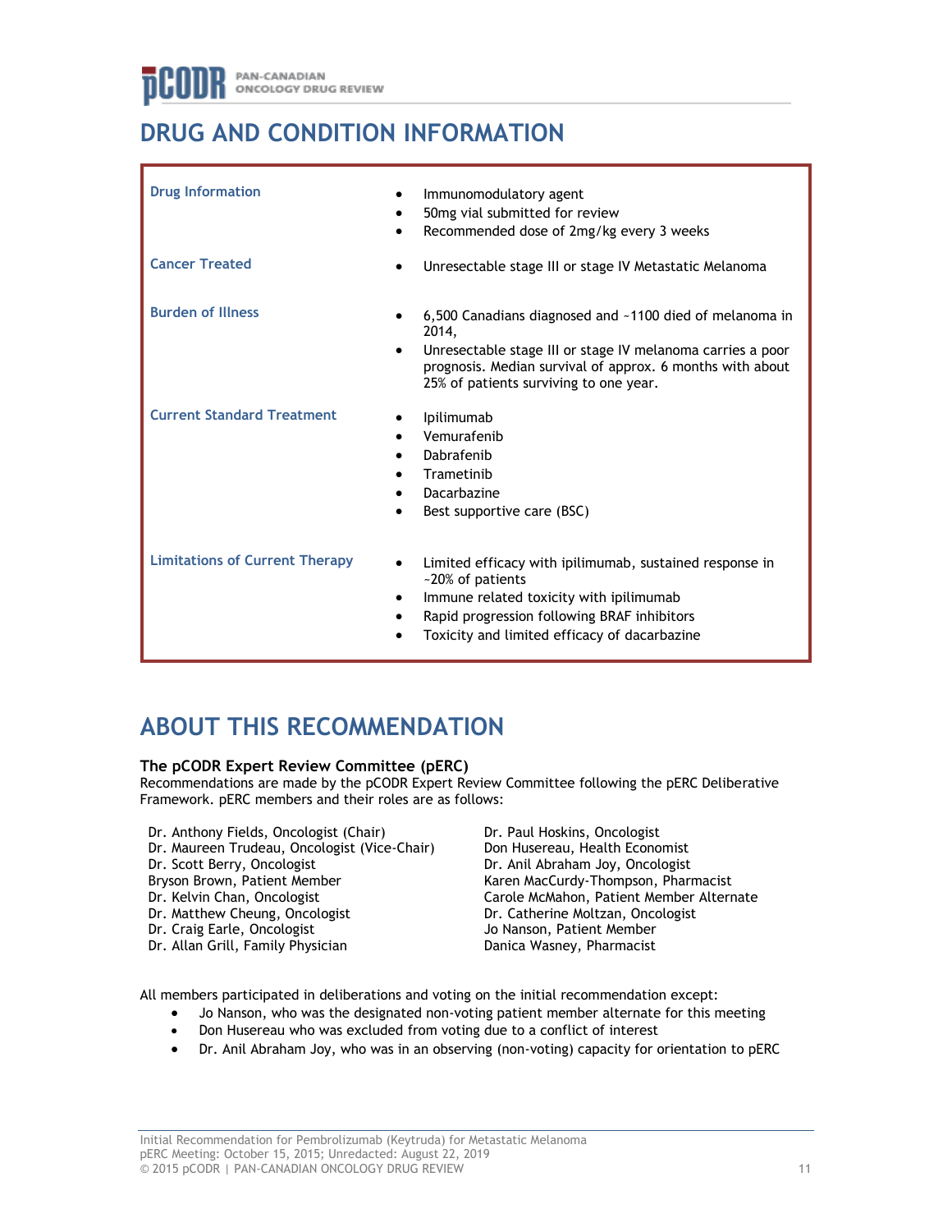# DRUG AND CONDITION INFORMATION

| | |
|---|---|
| **Drug Information** | • Immunomodulatory agent<br>• 50mg vial submitted for review<br>• Recommended dose of 2mg/kg every 3 weeks |
| **Cancer Treated** | • Unresectable stage III or stage IV Metastatic Melanoma |
| **Burden of Illness** | • 6,500 Canadians diagnosed and ~1100 died of melanoma in 2014,<br>• Unresectable stage III or stage IV melanoma carries a poor prognosis. Median survival of approx. 6 months with about 25% of patients surviving to one year. |
| **Current Standard Treatment** | • Ipilimumab<br>• Vemurafenib<br>• Dabrafenib<br>• Trametinib<br>• Dacarbazine<br>• Best supportive care (BSC) |
| **Limitations of Current Therapy** | • Limited efficacy with ipilimumab, sustained response in ~20% of patients<br>• Immune related toxicity with ipilimumab<br>• Rapid progression following BRAF inhibitors<br>• Toxicity and limited efficacy of dacarbazine |

# ABOUT THIS RECOMMENDATION

**The pCODR Expert Review Committee (pERC)**

Recommendations are made by the pCODR Expert Review Committee following the pERC Deliberative Framework. pERC members and their roles are as follows:

Dr. Anthony Fields, Oncologist (Chair)
Dr. Maureen Trudeau, Oncologist (Vice-Chair)
Dr. Scott Berry, Oncologist
Bryson Brown, Patient Member
Dr. Kelvin Chan, Oncologist
Dr. Matthew Cheung, Oncologist
Dr. Craig Earle, Oncologist
Dr. Allan Grill, Family Physician
Dr. Paul Hoskins, Oncologist
Don Husereau, Health Economist
Dr. Anil Abraham Joy, Oncologist
Karen MacCurdy-Thompson, Pharmacist
Carole McMahon, Patient Member Alternate
Dr. Catherine Moltzan, Oncologist
Jo Nanson, Patient Member
Danica Wasney, Pharmacist

All members participated in deliberations and voting on the initial recommendation except:

- Jo Nanson, who was the designated non-voting patient member alternate for this meeting
- Don Husereau who was excluded from voting due to a conflict of interest
- Dr. Anil Abraham Joy, who was in an observing (non-voting) capacity for orientation to pERC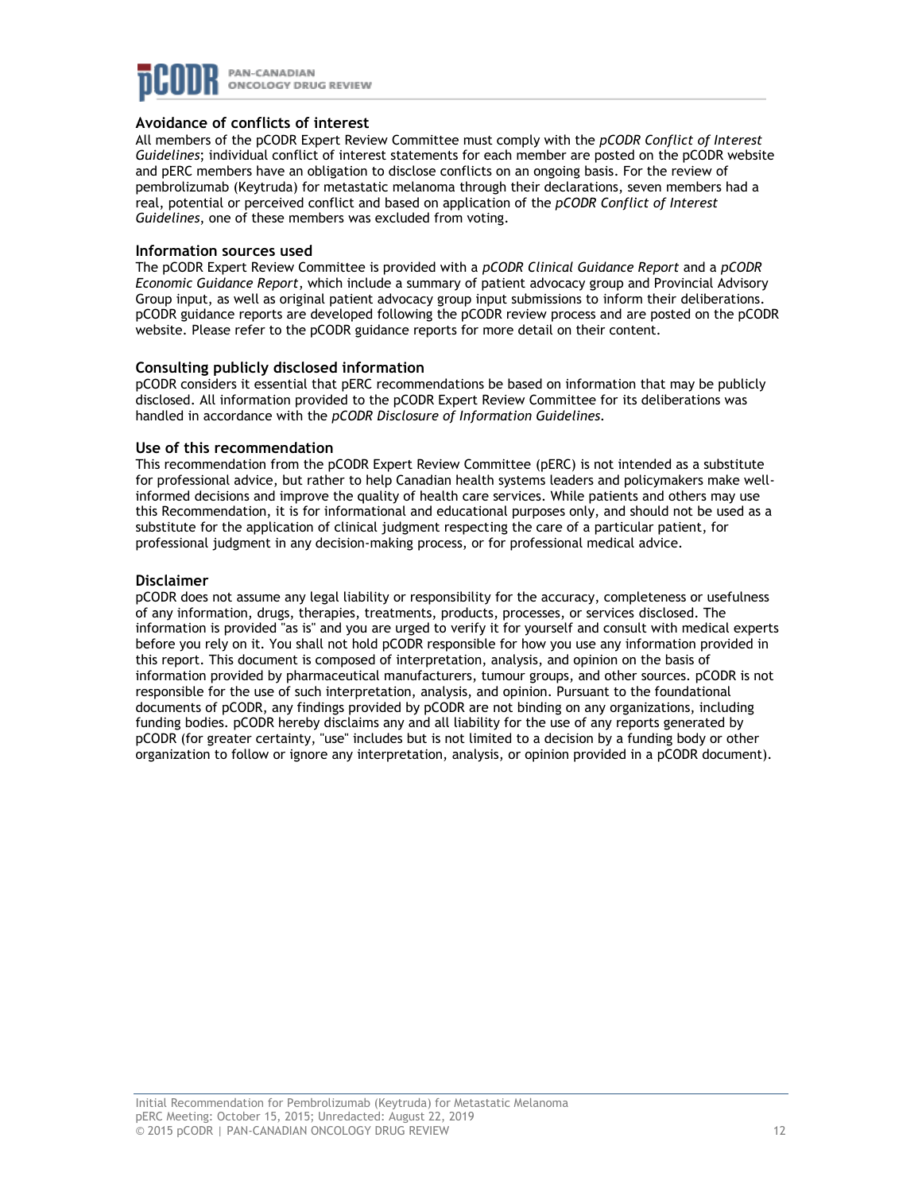### Avoidance of conflicts of interest

All members of the pCODR Expert Review Committee must comply with the *pCODR Conflict of Interest Guidelines*; individual conflict of interest statements for each member are posted on the pCODR website and pERC members have an obligation to disclose conflicts on an ongoing basis. For the review of pembrolizumab (Keytruda) for metastatic melanoma through their declarations, seven members had a real, potential or perceived conflict and based on application of the *pCODR Conflict of Interest Guidelines*, one of these members was excluded from voting.

### Information sources used

The pCODR Expert Review Committee is provided with a *pCODR Clinical Guidance Report* and a *pCODR Economic Guidance Report*, which include a summary of patient advocacy group and Provincial Advisory Group input, as well as original patient advocacy group input submissions to inform their deliberations. pCODR guidance reports are developed following the pCODR review process and are posted on the pCODR website. Please refer to the pCODR guidance reports for more detail on their content.

### Consulting publicly disclosed information

pCODR considers it essential that pERC recommendations be based on information that may be publicly disclosed. All information provided to the pCODR Expert Review Committee for its deliberations was handled in accordance with the *pCODR Disclosure of Information Guidelines*.

### Use of this recommendation

This recommendation from the pCODR Expert Review Committee (pERC) is not intended as a substitute for professional advice, but rather to help Canadian health systems leaders and policymakers make well-informed decisions and improve the quality of health care services. While patients and others may use this Recommendation, it is for informational and educational purposes only, and should not be used as a substitute for the application of clinical judgment respecting the care of a particular patient, for professional judgment in any decision-making process, or for professional medical advice.

### Disclaimer

pCODR does not assume any legal liability or responsibility for the accuracy, completeness or usefulness of any information, drugs, therapies, treatments, products, processes, or services disclosed. The information is provided "as is" and you are urged to verify it for yourself and consult with medical experts before you rely on it. You shall not hold pCODR responsible for how you use any information provided in this report. This document is composed of interpretation, analysis, and opinion on the basis of information provided by pharmaceutical manufacturers, tumour groups, and other sources. pCODR is not responsible for the use of such interpretation, analysis, and opinion. Pursuant to the foundational documents of pCODR, any findings provided by pCODR are not binding on any organizations, including funding bodies. pCODR hereby disclaims any and all liability for the use of any reports generated by pCODR (for greater certainty, "use" includes but is not limited to a decision by a funding body or other organization to follow or ignore any interpretation, analysis, or opinion provided in a pCODR document).